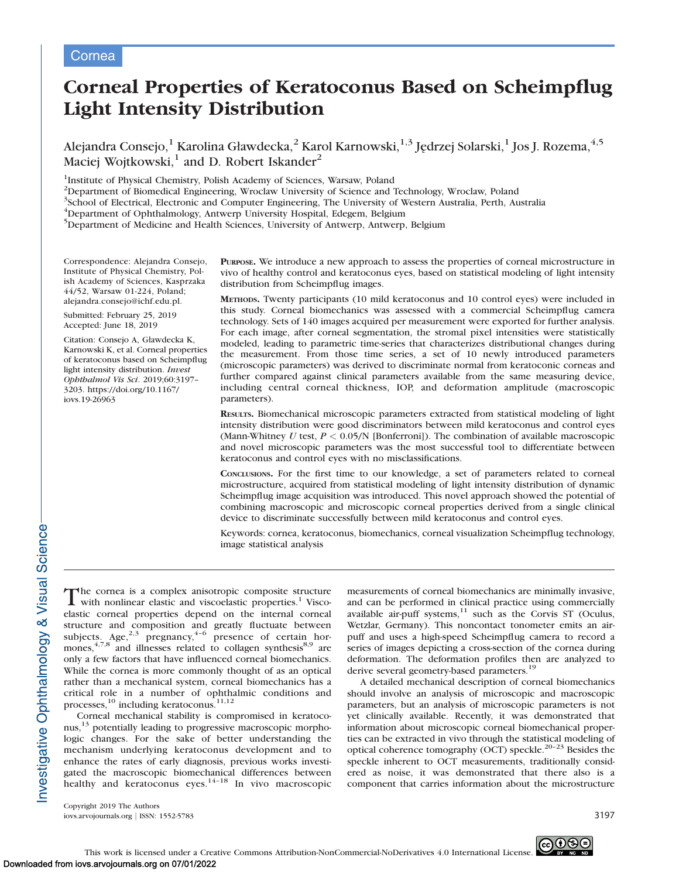Cornea

# Corneal Properties of Keratoconus Based on Scheimpflug Light Intensity Distribution

Alejandra Consejo,[1] Karolina Gławdecka,[2] Karol Karnowski,[1,3] Jędrzej Solarski,[1] Jos J. Rozema,[4,5] Maciej Wojtkowski,[1] and D. Robert Iskander[2]

[1]Institute of Physical Chemistry, Polish Academy of Sciences, Warsaw, Poland
[2]Department of Biomedical Engineering, Wroclaw University of Science and Technology, Wroclaw, Poland
[3]School of Electrical, Electronic and Computer Engineering, The University of Western Australia, Perth, Australia
[4]Department of Ophthalmology, Antwerp University Hospital, Edegem, Belgium
[5]Department of Medicine and Health Sciences, University of Antwerp, Antwerp, Belgium

Correspondence: Alejandra Consejo, Institute of Physical Chemistry, Polish Academy of Sciences, Kasprzaka 44/52, Warsaw 01-224, Poland; alejandra.consejo@ichf.edu.pl.

Submitted: February 25, 2019
Accepted: June 18, 2019

Citation: Consejo A, Gławdecka K, Karnowski K, et al. Corneal properties of keratoconus based on Scheimpflug light intensity distribution. *Invest Ophthalmol Vis Sci.* 2019;60:3197–3203. https://doi.org/10.1167/iovs.19-26963

**Purpose.** We introduce a new approach to assess the properties of corneal microstructure in vivo of healthy control and keratoconus eyes, based on statistical modeling of light intensity distribution from Scheimpflug images.

**Methods.** Twenty participants (10 mild keratoconus and 10 control eyes) were included in this study. Corneal biomechanics was assessed with a commercial Scheimpflug camera technology. Sets of 140 images acquired per measurement were exported for further analysis. For each image, after corneal segmentation, the stromal pixel intensities were statistically modeled, leading to parametric time-series that characterizes distributional changes during the measurement. From those time series, a set of 10 newly introduced parameters (microscopic parameters) was derived to discriminate normal from keratoconic corneas and further compared against clinical parameters available from the same measuring device, including central corneal thickness, IOP, and deformation amplitude (macroscopic parameters).

**Results.** Biomechanical microscopic parameters extracted from statistical modeling of light intensity distribution were good discriminators between mild keratoconus and control eyes (Mann-Whitney $U$ test, $P < 0.05/N$ [Bonferroni]). The combination of available macroscopic and novel microscopic parameters was the most successful tool to differentiate between keratoconus and control eyes with no misclassifications.

**Conclusions.** For the first time to our knowledge, a set of parameters related to corneal microstructure, acquired from statistical modeling of light intensity distribution of dynamic Scheimpflug image acquisition was introduced. This novel approach showed the potential of combining macroscopic and microscopic corneal properties derived from a single clinical device to discriminate successfully between mild keratoconus and control eyes.

Keywords: cornea, keratoconus, biomechanics, corneal visualization Scheimpflug technology, image statistical analysis

The cornea is a complex anisotropic composite structure with nonlinear elastic and viscoelastic properties.[1] Viscoelastic corneal properties depend on the internal corneal structure and composition and greatly fluctuate between subjects. Age,[2,3] pregnancy,[4–6] presence of certain hormones,[4,7,8] and illnesses related to collagen synthesis[8,9] are only a few factors that have influenced corneal biomechanics. While the cornea is more commonly thought of as an optical rather than a mechanical system, corneal biomechanics has a critical role in a number of ophthalmic conditions and processes,[10] including keratoconus.[11,12]

Corneal mechanical stability is compromised in keratoconus,[13] potentially leading to progressive macroscopic morphologic changes. For the sake of better understanding the mechanism underlying keratoconus development and to enhance the rates of early diagnosis, previous works investigated the macroscopic biomechanical differences between healthy and keratoconus eyes.[14–18] In vivo macroscopic measurements of corneal biomechanics are minimally invasive, and can be performed in clinical practice using commercially available air-puff systems,[11] such as the Corvis ST (Oculus, Wetzlar, Germany). This noncontact tonometer emits an air-puff and uses a high-speed Scheimpflug camera to record a series of images depicting a cross-section of the cornea during deformation. The deformation profiles then are analyzed to derive several geometry-based parameters.[19]

A detailed mechanical description of corneal biomechanics should involve an analysis of microscopic and macroscopic parameters, but an analysis of microscopic parameters is not yet clinically available. Recently, it was demonstrated that information about microscopic corneal biomechanical properties can be extracted in vivo through the statistical modeling of optical coherence tomography (OCT) speckle.[20–23] Besides the speckle inherent to OCT measurements, traditionally considered as noise, it was demonstrated that there also is a component that carries information about the microstructure

Copyright 2019 The Authors
iovs.arvojournals.org | ISSN: 1552-5783

This work is licensed under a Creative Commons Attribution-NonCommercial-NoDerivatives 4.0 International License.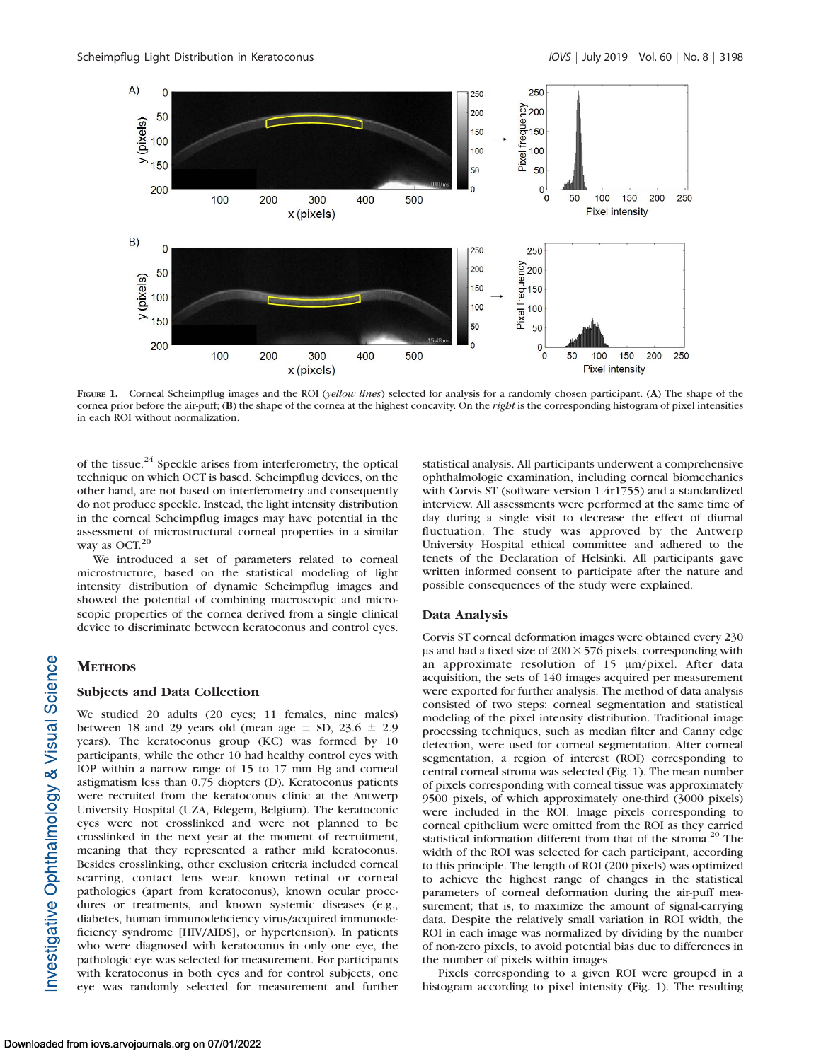**Figure 1.** Corneal Scheimpflug images and the ROI (*yellow lines*) selected for analysis for a randomly chosen participant. (**A**) The shape of the cornea prior before the air-puff; (**B**) the shape of the cornea at the highest concavity. On the *right* is the corresponding histogram of pixel intensities in each ROI without normalization.

of the tissue.[24] Speckle arises from interferometry, the optical technique on which OCT is based. Scheimpflug devices, on the other hand, are not based on interferometry and consequently do not produce speckle. Instead, the light intensity distribution in the corneal Scheimpflug images may have potential in the assessment of microstructural corneal properties in a similar way as OCT.[20]

We introduced a set of parameters related to corneal microstructure, based on the statistical modeling of light intensity distribution of dynamic Scheimpflug images and showed the potential of combining macroscopic and microscopic properties of the cornea derived from a single clinical device to discriminate between keratoconus and control eyes.

## Methods

### Subjects and Data Collection

We studied 20 adults (20 eyes; 11 females, nine males) between 18 and 29 years old (mean age ± SD, 23.6 ± 2.9 years). The keratoconus group (KC) was formed by 10 participants, while the other 10 had healthy control eyes with IOP within a narrow range of 15 to 17 mm Hg and corneal astigmatism less than 0.75 diopters (D). Keratoconus patients were recruited from the keratoconus clinic at the Antwerp University Hospital (UZA, Edegem, Belgium). The keratoconic eyes were not crosslinked and were not planned to be crosslinked in the next year at the moment of recruitment, meaning that they represented a rather mild keratoconus. Besides crosslinking, other exclusion criteria included corneal scarring, contact lens wear, known retinal or corneal pathologies (apart from keratoconus), known ocular procedures or treatments, and known systemic diseases (e.g., diabetes, human immunodeficiency virus/acquired immunodeficiency syndrome [HIV/AIDS], or hypertension). In patients who were diagnosed with keratoconus in only one eye, the pathologic eye was selected for measurement. For participants with keratoconus in both eyes and for control subjects, one eye was randomly selected for measurement and further statistical analysis. All participants underwent a comprehensive ophthalmologic examination, including corneal biomechanics with Corvis ST (software version 1.4r1755) and a standardized interview. All assessments were performed at the same time of day during a single visit to decrease the effect of diurnal fluctuation. The study was approved by the Antwerp University Hospital ethical committee and adhered to the tenets of the Declaration of Helsinki. All participants gave written informed consent to participate after the nature and possible consequences of the study were explained.

### Data Analysis

Corvis ST corneal deformation images were obtained every 230 µs and had a fixed size of 200 × 576 pixels, corresponding with an approximate resolution of 15 µm/pixel. After data acquisition, the sets of 140 images acquired per measurement were exported for further analysis. The method of data analysis consisted of two steps: corneal segmentation and statistical modeling of the pixel intensity distribution. Traditional image processing techniques, such as median filter and Canny edge detection, were used for corneal segmentation. After corneal segmentation, a region of interest (ROI) corresponding to central corneal stroma was selected (Fig. 1). The mean number of pixels corresponding with corneal tissue was approximately 9500 pixels, of which approximately one-third (3000 pixels) were included in the ROI. Image pixels corresponding to corneal epithelium were omitted from the ROI as they carried statistical information different from that of the stroma.[20] The width of the ROI was selected for each participant, according to this principle. The length of ROI (200 pixels) was optimized to achieve the highest range of changes in the statistical parameters of corneal deformation during the air-puff measurement; that is, to maximize the amount of signal-carrying data. Despite the relatively small variation in ROI width, the ROI in each image was normalized by dividing by the number of non-zero pixels, to avoid potential bias due to differences in the number of pixels within images.

Pixels corresponding to a given ROI were grouped in a histogram according to pixel intensity (Fig. 1). The resulting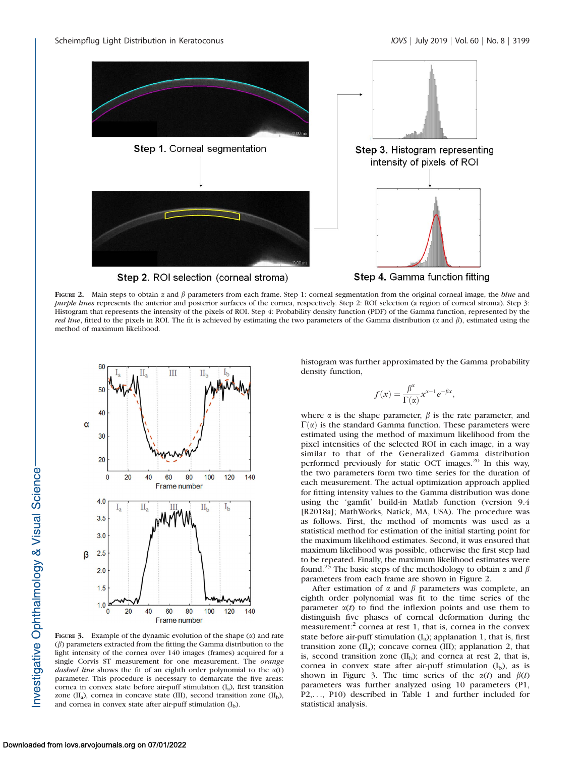Figure 2. Main steps to obtain $\alpha$ and $\beta$ parameters from each frame. Step 1: corneal segmentation from the original corneal image, the *blue* and *purple lines* represents the anterior and posterior surfaces of the cornea, respectively. Step 2: ROI selection (a region of corneal stroma). Step 3: Histogram that represents the intensity of the pixels of ROI. Step 4: Probability density function (PDF) of the Gamma function, represented by the *red line*, fitted to the pixels in ROI. The fit is achieved by estimating the two parameters of the Gamma distribution ($\alpha$ and $\beta$), estimated using the method of maximum likelihood.

Figure 3. Example of the dynamic evolution of the shape ($\alpha$) and rate ($\beta$) parameters extracted from the fitting the Gamma distribution to the light intensity of the cornea over 140 images (frames) acquired for a single Corvis ST measurement for one measurement. The *orange dashed line* shows the fit of an eighth order polynomial to the $\alpha$(t) parameter. This procedure is necessary to demarcate the five areas: cornea in convex state before air-puff stimulation ($I_a$), first transition zone ($II_a$), cornea in concave state (III), second transition zone ($II_b$), and cornea in convex state after air-puff stimulation ($I_b$).

histogram was further approximated by the Gamma probability density function,

$$f(x) = \frac{\beta^{\alpha}}{\Gamma(\alpha)} x^{\alpha-1} e^{-\beta x},$$

where $\alpha$ is the shape parameter, $\beta$ is the rate parameter, and $\Gamma(\alpha)$ is the standard Gamma function. These parameters were estimated using the method of maximum likelihood from the pixel intensities of the selected ROI in each image, in a way similar to that of the Generalized Gamma distribution performed previously for static OCT images.[20] In this way, the two parameters form two time series for the duration of each measurement. The actual optimization approach applied for fitting intensity values to the Gamma distribution was done using the 'gamfit' build-in Matlab function (version 9.4 [R2018a]; MathWorks, Natick, MA, USA). The procedure was as follows. First, the method of moments was used as a statistical method for estimation of the initial starting point for the maximum likelihood estimates. Second, it was ensured that maximum likelihood was possible, otherwise the first step had to be repeated. Finally, the maximum likelihood estimates were found.[25] The basic steps of the methodology to obtain $\alpha$ and $\beta$ parameters from each frame are shown in Figure 2.

After estimation of $\alpha$ and $\beta$ parameters was complete, an eighth order polynomial was fit to the time series of the parameter $\alpha(t)$ to find the inflexion points and use them to distinguish five phases of corneal deformation during the measurement:[2] cornea at rest 1, that is, cornea in the convex state before air-puff stimulation ($I_a$); applanation 1, that is, first transition zone ($II_a$); concave cornea (III); applanation 2, that is, second transition zone ($II_b$); and cornea at rest 2, that is, cornea in convex state after air-puff stimulation ($I_b$), as is shown in Figure 3. The time series of the $\alpha(t)$ and $\beta(t)$ parameters was further analyzed using 10 parameters (P1, P2,..., P10) described in Table 1 and further included for statistical analysis.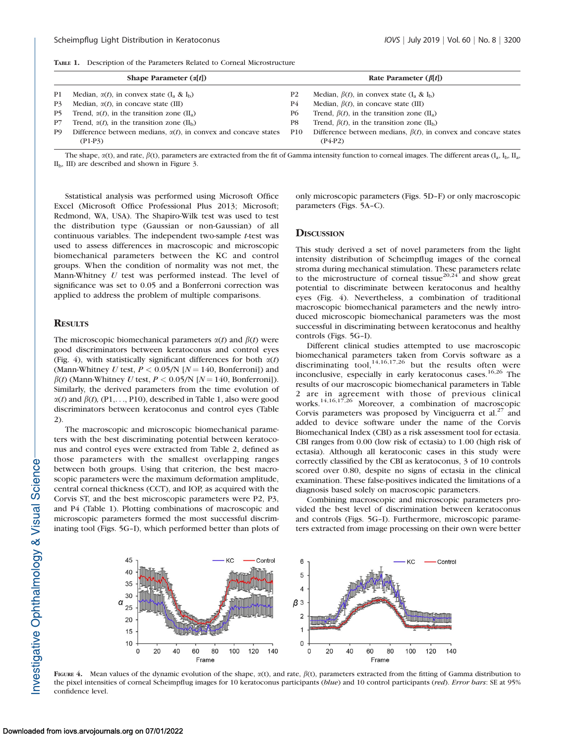**TABLE 1.** Description of the Parameters Related to Corneal Microstructure

| | Shape Parameter ($\alpha[t]$) | | Rate Parameter ($\beta[t]$) |
|---|---|---|---|
| P1 | Median, $\alpha(t)$, in convex state ($I_a$ & $I_b$) | P2 | Median, $\beta(t)$, in convex state ($I_a$ & $I_b$) |
| P3 | Median, $\alpha(t)$, in concave state (III) | P4 | Median, $\beta(t)$, in concave state (III) |
| P5 | Trend, $\alpha(t)$, in the transition zone ($II_a$) | P6 | Trend, $\beta(t)$, in the transition zone ($II_a$) |
| P7 | Trend, $\alpha(t)$, in the transition zone ($II_b$) | P8 | Trend, $\beta(t)$, in the transition zone ($II_b$) |
| P9 | Difference between medians, $\alpha(t)$, in convex and concave states (P1-P3) | P10 | Difference between medians, $\beta(t)$, in convex and concave states (P4-P2) |

The shape, $\alpha(t)$, and rate, $\beta(t)$, parameters are extracted from the fit of Gamma intensity function to corneal images. The different areas ($I_a$, $I_b$, $II_a$, $II_b$, III) are described and shown in Figure 3.

Sstatistical analysis was performed using Microsoft Office Excel (Microsoft Office Professional Plus 2013; Microsoft; Redmond, WA, USA). The Shapiro-Wilk test was used to test the distribution type (Gaussian or non-Gaussian) of all continuous variables. The independent two-sample *t*-test was used to assess differences in macroscopic and microscopic biomechanical parameters between the KC and control groups. When the condition of normality was not met, the Mann-Whitney *U* test was performed instead. The level of significance was set to 0.05 and a Bonferroni correction was applied to address the problem of multiple comparisons.

## RESULTS

The microscopic biomechanical parameters $\alpha(t)$ and $\beta(t)$ were good discriminators between keratoconus and control eyes (Fig. 4), with statistically significant differences for both $\alpha(t)$ (Mann-Whitney *U* test, $P < 0.05/N$ [$N = 140$, Bonferroni]) and $\beta(t)$ (Mann-Whitney *U* test, $P < 0.05/N$ [$N = 140$, Bonferroni]). Similarly, the derived parameters from the time evolution of $\alpha(t)$ and $\beta(t)$, (P1,..., P10), described in Table 1, also were good discriminators between keratoconus and control eyes (Table 2).

The macroscopic and microscopic biomechanical parameters with the best discriminating potential between keratoconus and control eyes were extracted from Table 2, defined as those parameters with the smallest overlapping ranges between both groups. Using that criterion, the best macroscopic parameters were the maximum deformation amplitude, central corneal thickness (CCT), and IOP, as acquired with the Corvis ST, and the best microscopic parameters were P2, P3, and P4 (Table 1). Plotting combinations of macroscopic and microscopic parameters formed the most successful discriminating tool (Figs. 5G–I), which performed better than plots of only microscopic parameters (Figs. 5D–F) or only macroscopic parameters (Figs. 5A–C).

## DISCUSSION

This study derived a set of novel parameters from the light intensity distribution of Scheimpflug images of the corneal stroma during mechanical stimulation. These parameters relate to the microstructure of corneal tissue[20,24] and show great potential to discriminate between keratoconus and healthy eyes (Fig. 4). Nevertheless, a combination of traditional macroscopic biomechanical parameters and the newly introduced microscopic biomechanical parameters was the most successful in discriminating between keratoconus and healthy controls (Figs. 5G–I).

Different clinical studies attempted to use macroscopic biomechanical parameters taken from Corvis software as a discriminating tool,[14,16,17,26] but the results often were inconclusive, especially in early keratoconus cases.[16,26] The results of our macroscopic biomechanical parameters in Table 2 are in agreement with those of previous clinical works.[14,16,17,26] Moreover, a combination of macroscopic Corvis parameters was proposed by Vinciguerra et al.[27] and added to device software under the name of the Corvis Biomechanical Index (CBI) as a risk assessment tool for ectasia. CBI ranges from 0.00 (low risk of ectasia) to 1.00 (high risk of ectasia). Although all keratoconic cases in this study were correctly classified by the CBI as keratoconus, 3 of 10 controls scored over 0.80, despite no signs of ectasia in the clinical examination. These false-positives indicated the limitations of a diagnosis based solely on macroscopic parameters.

Combining macroscopic and microscopic parameters provided the best level of discrimination between keratoconus and controls (Figs. 5G–I). Furthermore, microscopic parameters extracted from image processing on their own were better

**FIGURE 4.** Mean values of the dynamic evolution of the shape, $\alpha(t)$, and rate, $\beta(t)$, parameters extracted from the fitting of Gamma distribution to the pixel intensities of corneal Scheimpflug images for 10 keratoconus participants (*blue*) and 10 control participants (*red*). *Error bars*: SE at 95% confidence level.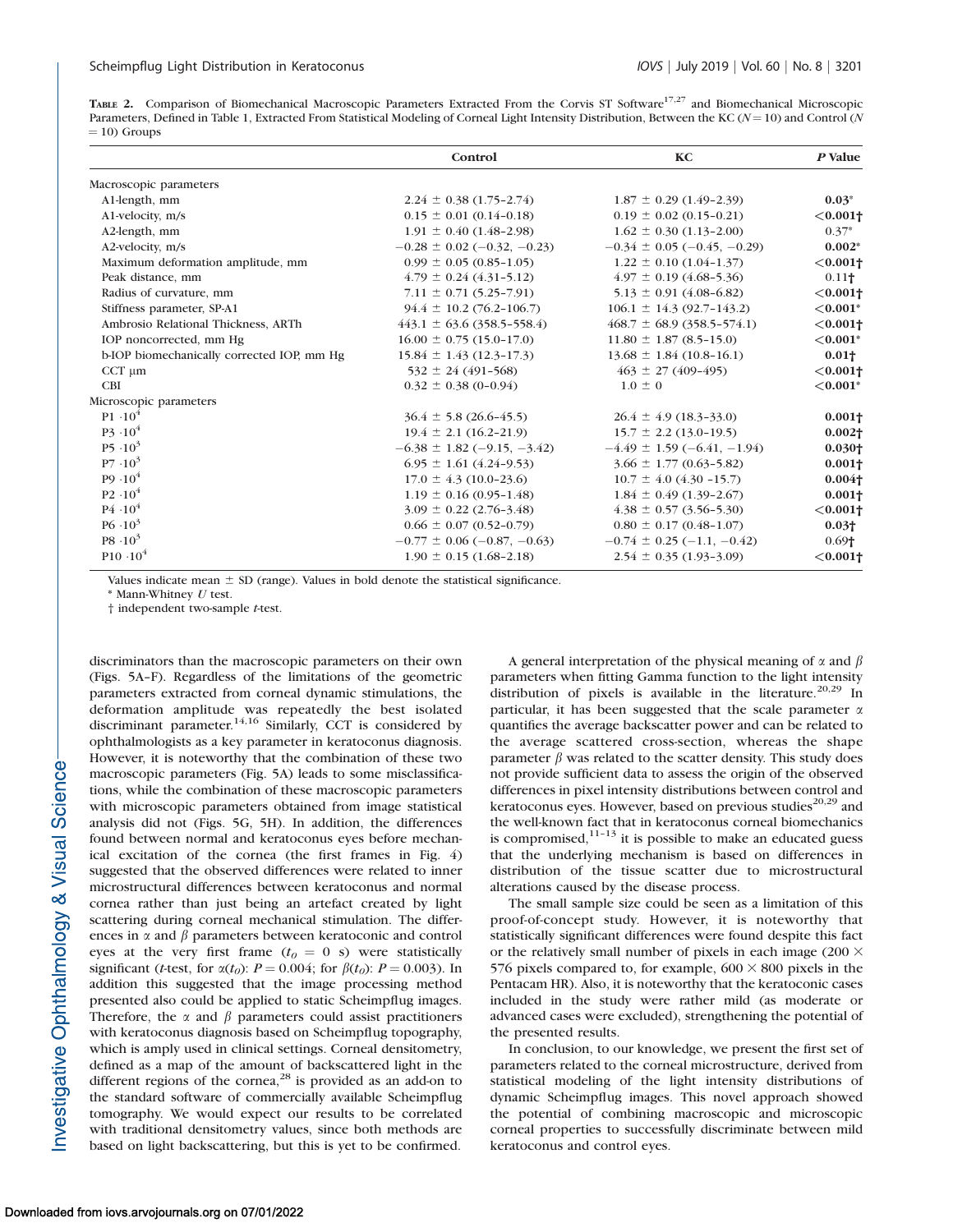**TABLE 2.** Comparison of Biomechanical Macroscopic Parameters Extracted From the Corvis ST Software[17,27] and Biomechanical Microscopic Parameters, Defined in Table 1, Extracted From Statistical Modeling of Corneal Light Intensity Distribution, Between the KC ($N = 10$) and Control ($N = 10$) Groups

| | Control | KC | *P* Value |
|---|---|---|---|
| Macroscopic parameters | | | |
| A1-length, mm | 2.24 ± 0.38 (1.75–2.74) | 1.87 ± 0.29 (1.49–2.39) | **0.03*** |
| A1-velocity, m/s | 0.15 ± 0.01 (0.14–0.18) | 0.19 ± 0.02 (0.15–0.21) | **<0.001†** |
| A2-length, mm | 1.91 ± 0.40 (1.48–2.98) | 1.62 ± 0.30 (1.13–2.00) | 0.37* |
| A2-velocity, m/s | −0.28 ± 0.02 (−0.32, −0.23) | −0.34 ± 0.05 (−0.45, −0.29) | **0.002*** |
| Maximum deformation amplitude, mm | 0.99 ± 0.05 (0.85–1.05) | 1.22 ± 0.10 (1.04–1.37) | **<0.001†** |
| Peak distance, mm | 4.79 ± 0.24 (4.31–5.12) | 4.97 ± 0.19 (4.68–5.36) | 0.11† |
| Radius of curvature, mm | 7.11 ± 0.71 (5.25–7.91) | 5.13 ± 0.91 (4.08–6.82) | **<0.001†** |
| Stiffness parameter, SP-A1 | 94.4 ± 10.2 (76.2–106.7) | 106.1 ± 14.3 (92.7–143.2) | **<0.001*** |
| Ambrosio Relational Thickness, ARTh | 443.1 ± 63.6 (358.5–558.4) | 468.7 ± 68.9 (358.5–574.1) | **<0.001†** |
| IOP noncorrected, mm Hg | 16.00 ± 0.75 (15.0–17.0) | 11.80 ± 1.87 (8.5–15.0) | **<0.001*** |
| b-IOP biomechanically corrected IOP, mm Hg | 15.84 ± 1.43 (12.3–17.3) | 13.68 ± 1.84 (10.8–16.1) | **0.01†** |
| CCT μm | 532 ± 24 (491–568) | 463 ± 27 (409–495) | **<0.001†** |
| CBI | 0.32 ± 0.38 (0–0.94) | 1.0 ± 0 | **<0.001*** |
| Microscopic parameters | | | |
| $P1 \cdot 10^4$ | 36.4 ± 5.8 (26.6–45.5) | 26.4 ± 4.9 (18.3–33.0) | **0.001†** |
| $P3 \cdot 10^4$ | 19.4 ± 2.1 (16.2–21.9) | 15.7 ± 2.2 (13.0–19.5) | **0.002†** |
| $P5 \cdot 10^3$ | −6.38 ± 1.82 (−9.15, −3.42) | −4.49 ± 1.59 (−6.41, −1.94) | **0.030†** |
| $P7 \cdot 10^3$ | 6.95 ± 1.61 (4.24–9.53) | 3.66 ± 1.77 (0.63–5.82) | **0.001†** |
| $P9 \cdot 10^4$ | 17.0 ± 4.3 (10.0–23.6) | 10.7 ± 4.0 (4.30 –15.7) | **0.004†** |
| $P2 \cdot 10^4$ | 1.19 ± 0.16 (0.95–1.48) | 1.84 ± 0.49 (1.39–2.67) | **0.001†** |
| $P4 \cdot 10^4$ | 3.09 ± 0.22 (2.76–3.48) | 4.38 ± 0.57 (3.56–5.30) | **<0.001†** |
| $P6 \cdot 10^3$ | 0.66 ± 0.07 (0.52–0.79) | 0.80 ± 0.17 (0.48–1.07) | **0.03†** |
| $P8 \cdot 10^3$ | −0.77 ± 0.06 (−0.87, −0.63) | −0.74 ± 0.25 (−1.1, −0.42) | 0.69† |
| $P10 \cdot 10^4$ | 1.90 ± 0.15 (1.68–2.18) | 2.54 ± 0.35 (1.93–3.09) | **<0.001†** |

Values indicate mean ± SD (range). Values in bold denote the statistical significance.

\* Mann-Whitney *U* test.

† independent two-sample *t*-test.

discriminators than the macroscopic parameters on their own (Figs. 5A–F). Regardless of the limitations of the geometric parameters extracted from corneal dynamic stimulations, the deformation amplitude was repeatedly the best isolated discriminant parameter.[14,16] Similarly, CCT is considered by ophthalmologists as a key parameter in keratoconus diagnosis. However, it is noteworthy that the combination of these two macroscopic parameters (Fig. 5A) leads to some misclassifications, while the combination of these macroscopic parameters with microscopic parameters obtained from image statistical analysis did not (Figs. 5G, 5H). In addition, the differences found between normal and keratoconus eyes before mechanical excitation of the cornea (the first frames in Fig. 4) suggested that the observed differences were related to inner microstructural differences between keratoconus and normal cornea rather than just being an artefact created by light scattering during corneal mechanical stimulation. The differences in $\alpha$ and $\beta$ parameters between keratoconic and control eyes at the very first frame ($t_0 = 0$ s) were statistically significant (*t*-test, for $\alpha(t_0)$: $P = 0.004$; for $\beta(t_0)$: $P = 0.003$). In addition this suggested that the image processing method presented also could be applied to static Scheimpflug images. Therefore, the $\alpha$ and $\beta$ parameters could assist practitioners with keratoconus diagnosis based on Scheimpflug topography, which is amply used in clinical settings. Corneal densitometry, defined as a map of the amount of backscattered light in the different regions of the cornea,[28] is provided as an add-on to the standard software of commercially available Scheimpflug tomography. We would expect our results to be correlated with traditional densitometry values, since both methods are based on light backscattering, but this is yet to be confirmed.

A general interpretation of the physical meaning of $\alpha$ and $\beta$ parameters when fitting Gamma function to the light intensity distribution of pixels is available in the literature.[20,29] In particular, it has been suggested that the scale parameter $\alpha$ quantifies the average backscatter power and can be related to the average scattered cross-section, whereas the shape parameter $\beta$ was related to the scatter density. This study does not provide sufficient data to assess the origin of the observed differences in pixel intensity distributions between control and keratoconus eyes. However, based on previous studies[20,29] and the well-known fact that in keratoconus corneal biomechanics is compromised,[11–13] it is possible to make an educated guess that the underlying mechanism is based on differences in distribution of the tissue scatter due to microstructural alterations caused by the disease process.

The small sample size could be seen as a limitation of this proof-of-concept study. However, it is noteworthy that statistically significant differences were found despite this fact or the relatively small number of pixels in each image ($200 \times 576$ pixels compared to, for example, $600 \times 800$ pixels in the Pentacam HR). Also, it is noteworthy that the keratoconic cases included in the study were rather mild (as moderate or advanced cases were excluded), strengthening the potential of the presented results.

In conclusion, to our knowledge, we present the first set of parameters related to the corneal microstructure, derived from statistical modeling of the light intensity distributions of dynamic Scheimpflug images. This novel approach showed the potential of combining macroscopic and microscopic corneal properties to successfully discriminate between mild keratoconus and control eyes.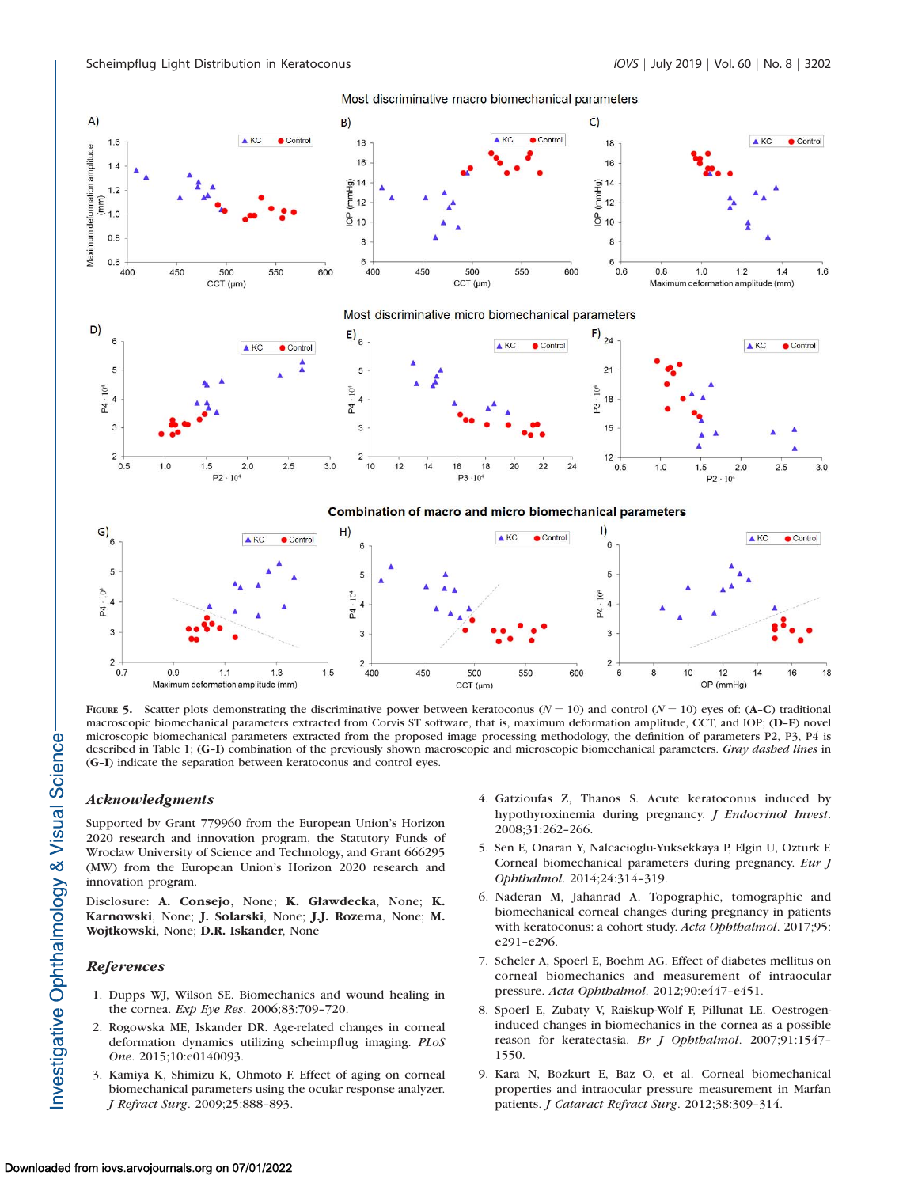**Figure 5.** Scatter plots demonstrating the discriminative power between keratoconus ($N = 10$) and control ($N = 10$) eyes of: (**A–C**) traditional macroscopic biomechanical parameters extracted from Corvis ST software, that is, maximum deformation amplitude, CCT, and IOP; (**D–F**) novel microscopic biomechanical parameters extracted from the proposed image processing methodology, the definition of parameters P2, P3, P4 is described in Table 1; (**G–I**) combination of the previously shown macroscopic and microscopic biomechanical parameters. *Gray dashed lines* in (**G–I**) indicate the separation between keratoconus and control eyes.

## *Acknowledgments*

Supported by Grant 779960 from the European Union's Horizon 2020 research and innovation program, the Statutory Funds of Wroclaw University of Science and Technology, and Grant 666295 (MW) from the European Union's Horizon 2020 research and innovation program.

Disclosure: **A. Consejo**, None; **K. Gławdecka**, None; **K. Karnowski**, None; **J. Solarski**, None; **J.J. Rozema**, None; **M. Wojtkowski**, None; **D.R. Iskander**, None

## *References*

1. Dupps WJ, Wilson SE. Biomechanics and wound healing in the cornea. *Exp Eye Res*. 2006;83:709–720.
2. Rogowska ME, Iskander DR. Age-related changes in corneal deformation dynamics utilizing scheimpflug imaging. *PLoS One*. 2015;10:e0140093.
3. Kamiya K, Shimizu K, Ohmoto F. Effect of aging on corneal biomechanical parameters using the ocular response analyzer. *J Refract Surg*. 2009;25:888–893.
4. Gatzioufas Z, Thanos S. Acute keratoconus induced by hypothyroxinemia during pregnancy. *J Endocrinol Invest*. 2008;31:262–266.
5. Sen E, Onaran Y, Nalcacioglu-Yuksekkaya P, Elgin U, Ozturk F. Corneal biomechanical parameters during pregnancy. *Eur J Ophthalmol*. 2014;24:314–319.
6. Naderan M, Jahanrad A. Topographic, tomographic and biomechanical corneal changes during pregnancy in patients with keratoconus: a cohort study. *Acta Ophthalmol*. 2017;95: e291–e296.
7. Scheler A, Spoerl E, Boehm AG. Effect of diabetes mellitus on corneal biomechanics and measurement of intraocular pressure. *Acta Ophthalmol*. 2012;90:e447–e451.
8. Spoerl E, Zubaty V, Raiskup-Wolf F, Pillunat LE. Oestrogen-induced changes in biomechanics in the cornea as a possible reason for keratectasia. *Br J Ophthalmol*. 2007;91:1547–1550.
9. Kara N, Bozkurt E, Baz O, et al. Corneal biomechanical properties and intraocular pressure measurement in Marfan patients. *J Cataract Refract Surg*. 2012;38:309–314.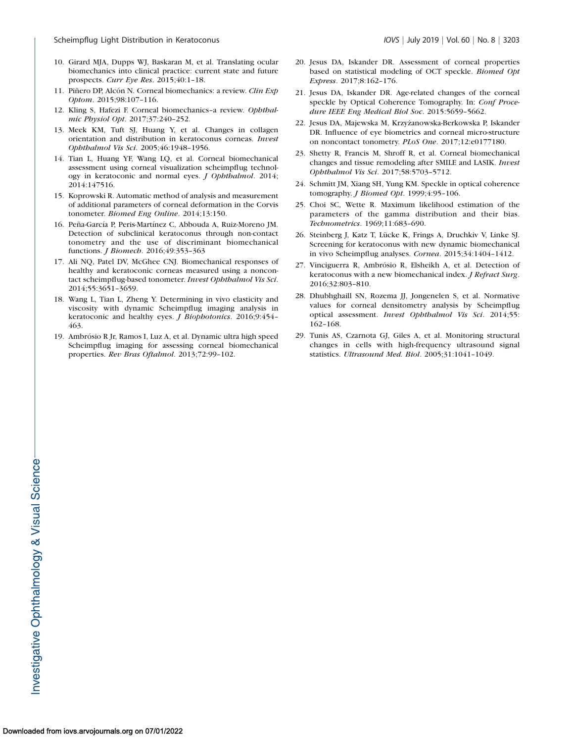10. Girard MJA, Dupps WJ, Baskaran M, et al. Translating ocular biomechanics into clinical practice: current state and future prospects. *Curr Eye Res*. 2015;40:1–18.
11. Piñero DP, Alcón N. Corneal biomechanics: a review. *Clin Exp Optom*. 2015;98:107–116.
12. Kling S, Hafezi F. Corneal biomechanics–a review. *Ophthalmic Physiol Opt*. 2017;37:240–252.
13. Meek KM, Tuft SJ, Huang Y, et al. Changes in collagen orientation and distribution in keratoconus corneas. *Invest Ophthalmol Vis Sci*. 2005;46:1948–1956.
14. Tian L, Huang YF, Wang LQ, et al. Corneal biomechanical assessment using corneal visualization scheimpflug technology in keratoconic and normal eyes. *J Ophthalmol*. 2014; 2014:147516.
15. Koprowski R. Automatic method of analysis and measurement of additional parameters of corneal deformation in the Corvis tonometer. *Biomed Eng Online*. 2014;13:150.
16. Peña-García P, Peris-Martínez C, Abbouda A, Ruiz-Moreno JM. Detection of subclinical keratoconus through non-contact tonometry and the use of discriminant biomechanical functions. *J Biomech*. 2016;49:353–363
17. Ali NQ, Patel DV, McGhee CNJ. Biomechanical responses of healthy and keratoconic corneas measured using a noncontact scheimpflug-based tonometer. *Invest Ophthalmol Vis Sci*. 2014;55:3651–3659.
18. Wang L, Tian L, Zheng Y. Determining in vivo elasticity and viscosity with dynamic Scheimpflug imaging analysis in keratoconic and healthy eyes. *J Biophotonics*. 2016;9:454–463.
19. Ambrósio R Jr, Ramos I, Luz A, et al. Dynamic ultra high speed Scheimpflug imaging for assessing corneal biomechanical properties. *Rev Bras Oftalmol*. 2013;72:99–102.
20. Jesus DA, Iskander DR. Assessment of corneal properties based on statistical modeling of OCT speckle. *Biomed Opt Express*. 2017;8:162–176.
21. Jesus DA, Iskander DR. Age-related changes of the corneal speckle by Optical Coherence Tomography. In: *Conf Procedure IEEE Eng Medical Biol Soc*. 2015:5659–5662.
22. Jesus DA, Majewska M, Krzyżanowska-Berkowska P, Iskander DR. Influence of eye biometrics and corneal micro-structure on noncontact tonometry. *PLoS One*. 2017;12:e0177180.
23. Shetty R, Francis M, Shroff R, et al. Corneal biomechanical changes and tissue remodeling after SMILE and LASIK. *Invest Ophthalmol Vis Sci*. 2017;58:5703–5712.
24. Schmitt JM, Xiang SH, Yung KM. Speckle in optical coherence tomography. *J Biomed Opt*. 1999;4:95–106.
25. Choi SC, Wette R. Maximum likelihood estimation of the parameters of the gamma distribution and their bias. *Technometrics*. 1969;11:683–690.
26. Steinberg J, Katz T, Lücke K, Frings A, Druchkiv V, Linke SJ. Screening for keratoconus with new dynamic biomechanical in vivo Scheimpflug analyses. *Cornea*. 2015;34:1404–1412.
27. Vinciguerra R, Ambrósio R, Elsheikh A, et al. Detection of keratoconus with a new biomechanical index. *J Refract Surg*. 2016;32:803–810.
28. Dhubhghaill SN, Rozema JJ, Jongenelen S, et al. Normative values for corneal densitometry analysis by Scheimpflug optical assessment. *Invest Ophthalmol Vis Sci*. 2014;55: 162–168.
29. Tunis AS, Czarnota GJ, Giles A, et al. Monitoring structural changes in cells with high-frequency ultrasound signal statistics. *Ultrasound Med. Biol*. 2005;31:1041–1049.